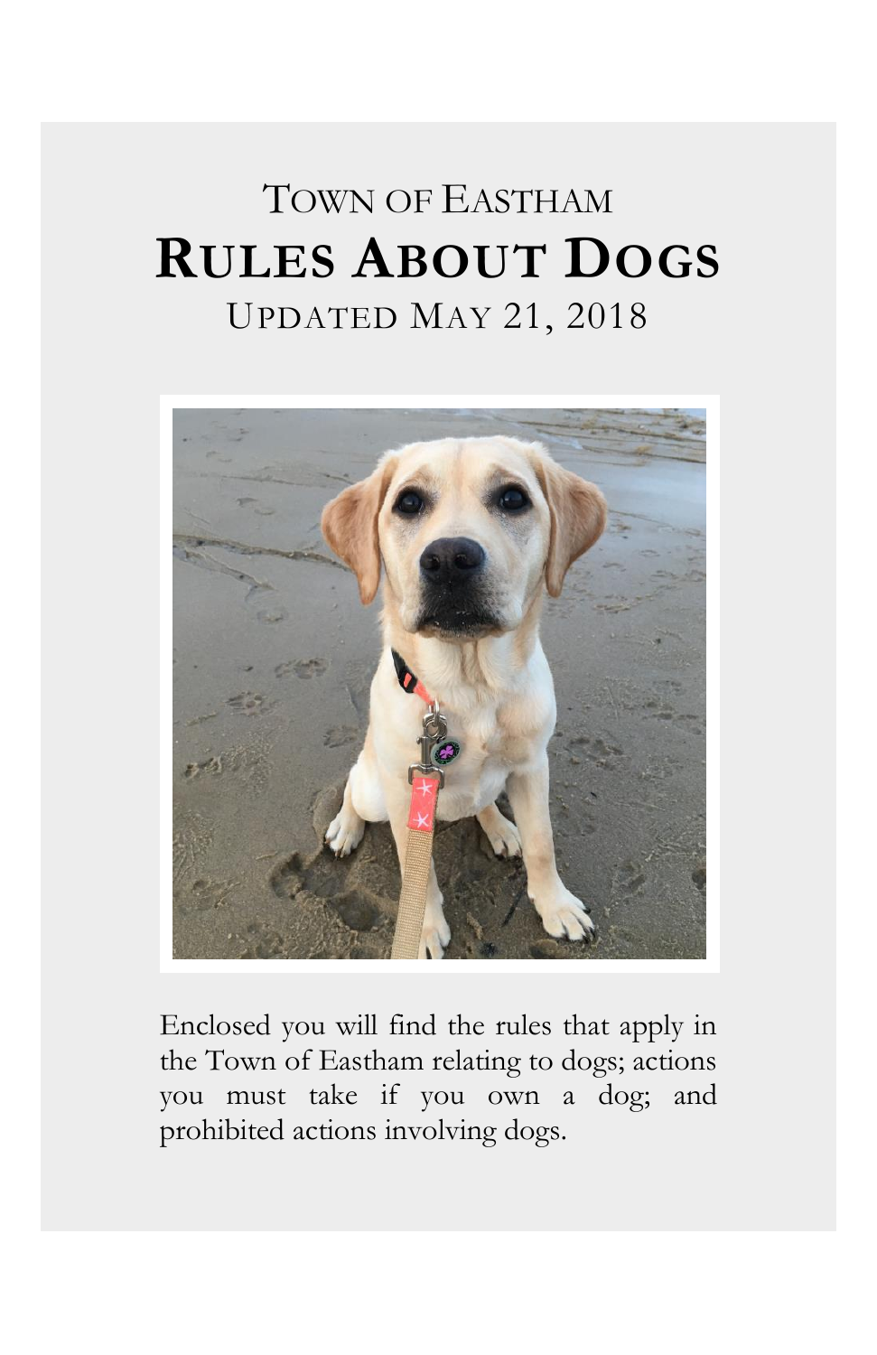# TOWN OF EASTHAM

# RULES ABOUT DOGS

## UPDATED MAY 21, 2018

Enclosed you will find the rules that apply in the Town of Eastham relating to dogs; actions you must take if you own a dog; and prohibited actions involving dogs.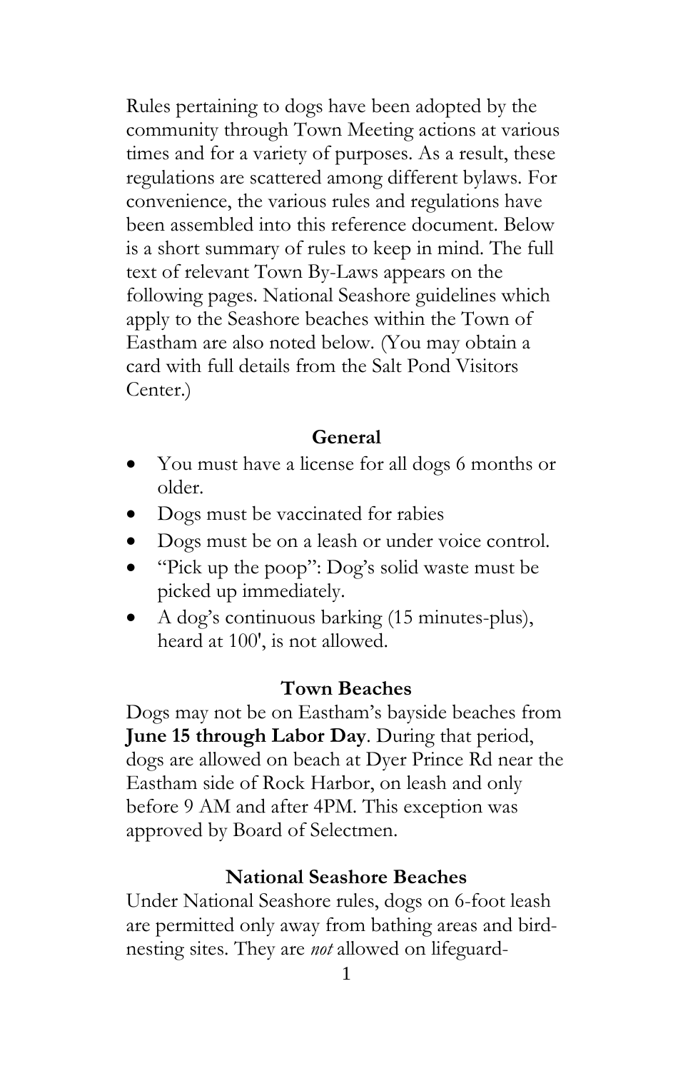Rules pertaining to dogs have been adopted by the community through Town Meeting actions at various times and for a variety of purposes. As a result, these regulations are scattered among different bylaws. For convenience, the various rules and regulations have been assembled into this reference document. Below is a short summary of rules to keep in mind. The full text of relevant Town By-Laws appears on the following pages. National Seashore guidelines which apply to the Seashore beaches within the Town of Eastham are also noted below. (You may obtain a card with full details from the Salt Pond Visitors Center.)

### General

- You must have a license for all dogs 6 months or older.
- Dogs must be vaccinated for rabies
- Dogs must be on a leash or under voice control.
- "Pick up the poop": Dog's solid waste must be picked up immediately.
- A dog's continuous barking (15 minutes-plus), heard at 100', is not allowed.

### Town Beaches

Dogs may not be on Eastham's bayside beaches from **June 15 through Labor Day**. During that period, dogs are allowed on beach at Dyer Prince Rd near the Eastham side of Rock Harbor, on leash and only before 9 AM and after 4PM. This exception was approved by Board of Selectmen.

### National Seashore Beaches

Under National Seashore rules, dogs on 6-foot leash are permitted only away from bathing areas and bird-nesting sites. They are *not* allowed on lifeguard-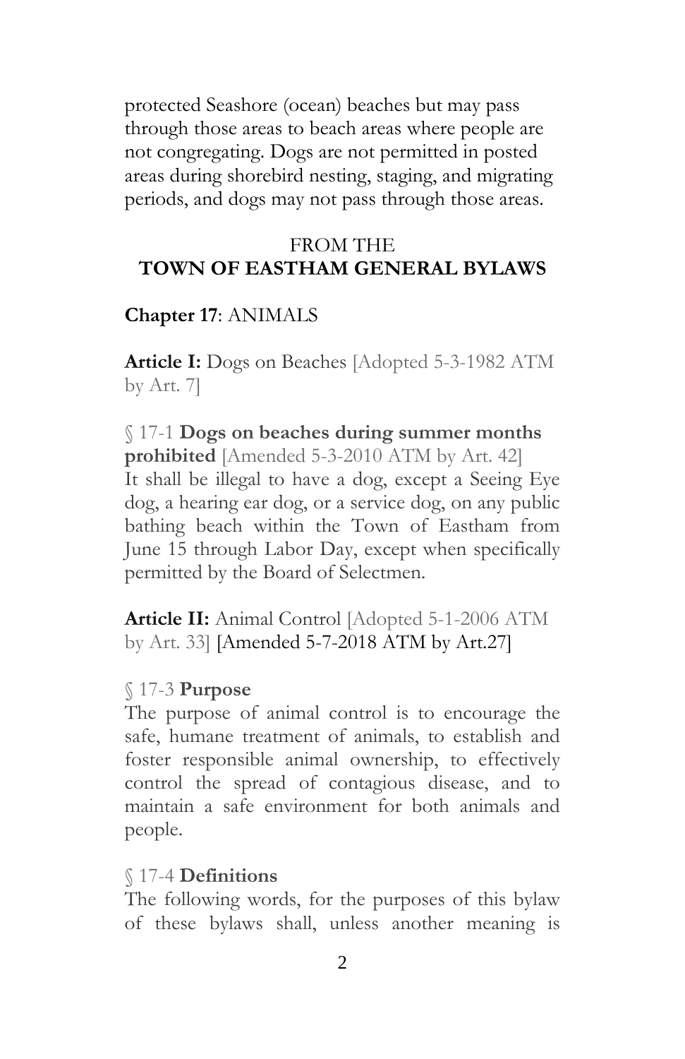protected Seashore (ocean) beaches but may pass through those areas to beach areas where people are not congregating. Dogs are not permitted in posted areas during shorebird nesting, staging, and migrating periods, and dogs may not pass through those areas.

## FROM THE
## TOWN OF EASTHAM GENERAL BYLAWS

**Chapter 17**: ANIMALS

**Article I:** Dogs on Beaches [Adopted 5-3-1982 ATM by Art. 7]

§ 17-1 **Dogs on beaches during summer months prohibited** [Amended 5-3-2010 ATM by Art. 42]
It shall be illegal to have a dog, except a Seeing Eye dog, a hearing ear dog, or a service dog, on any public bathing beach within the Town of Eastham from June 15 through Labor Day, except when specifically permitted by the Board of Selectmen.

**Article II:** Animal Control [Adopted 5-1-2006 ATM by Art. 33] [Amended 5-7-2018 ATM by Art.27]

§ 17-3 **Purpose**
The purpose of animal control is to encourage the safe, humane treatment of animals, to establish and foster responsible animal ownership, to effectively control the spread of contagious disease, and to maintain a safe environment for both animals and people.

§ 17-4 **Definitions**
The following words, for the purposes of this bylaw of these bylaws shall, unless another meaning is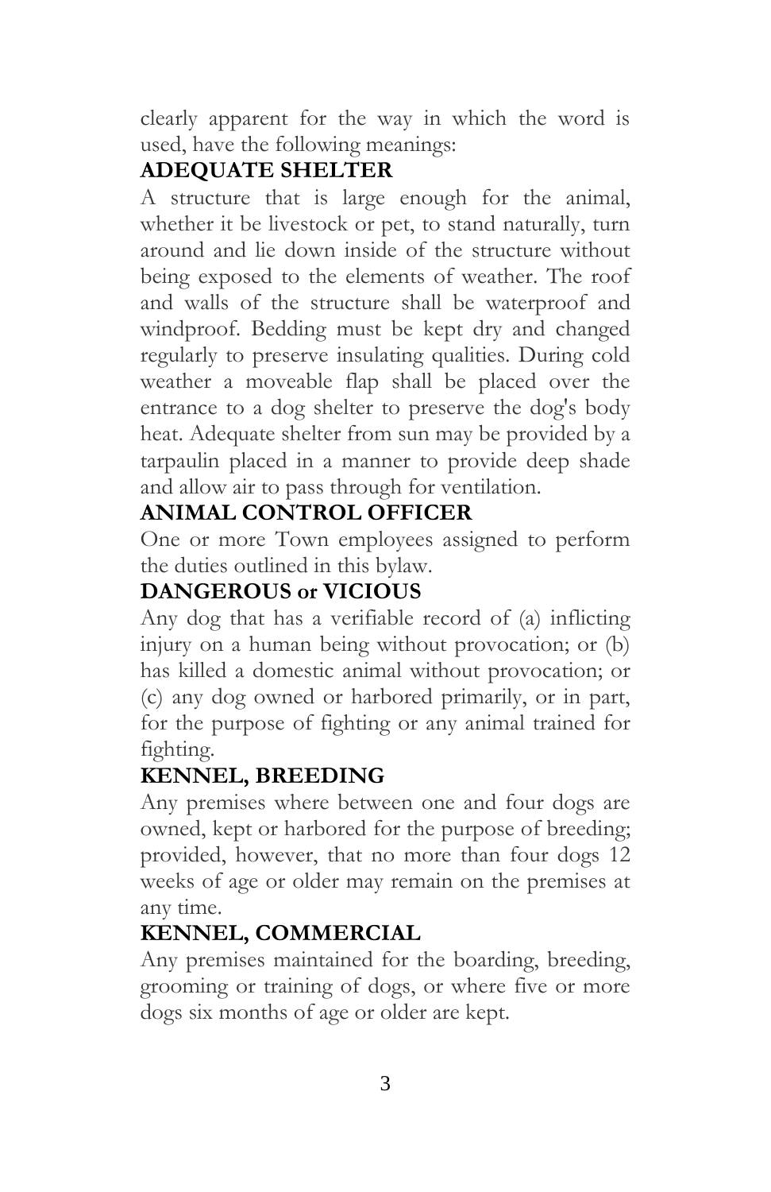clearly apparent for the way in which the word is used, have the following meanings:

**ADEQUATE SHELTER**

A structure that is large enough for the animal, whether it be livestock or pet, to stand naturally, turn around and lie down inside of the structure without being exposed to the elements of weather. The roof and walls of the structure shall be waterproof and windproof. Bedding must be kept dry and changed regularly to preserve insulating qualities. During cold weather a moveable flap shall be placed over the entrance to a dog shelter to preserve the dog's body heat. Adequate shelter from sun may be provided by a tarpaulin placed in a manner to provide deep shade and allow air to pass through for ventilation.

**ANIMAL CONTROL OFFICER**

One or more Town employees assigned to perform the duties outlined in this bylaw.

**DANGEROUS or VICIOUS**

Any dog that has a verifiable record of (a) inflicting injury on a human being without provocation; or (b) has killed a domestic animal without provocation; or (c) any dog owned or harbored primarily, or in part, for the purpose of fighting or any animal trained for fighting.

**KENNEL, BREEDING**

Any premises where between one and four dogs are owned, kept or harbored for the purpose of breeding; provided, however, that no more than four dogs 12 weeks of age or older may remain on the premises at any time.

**KENNEL, COMMERCIAL**

Any premises maintained for the boarding, breeding, grooming or training of dogs, or where five or more dogs six months of age or older are kept.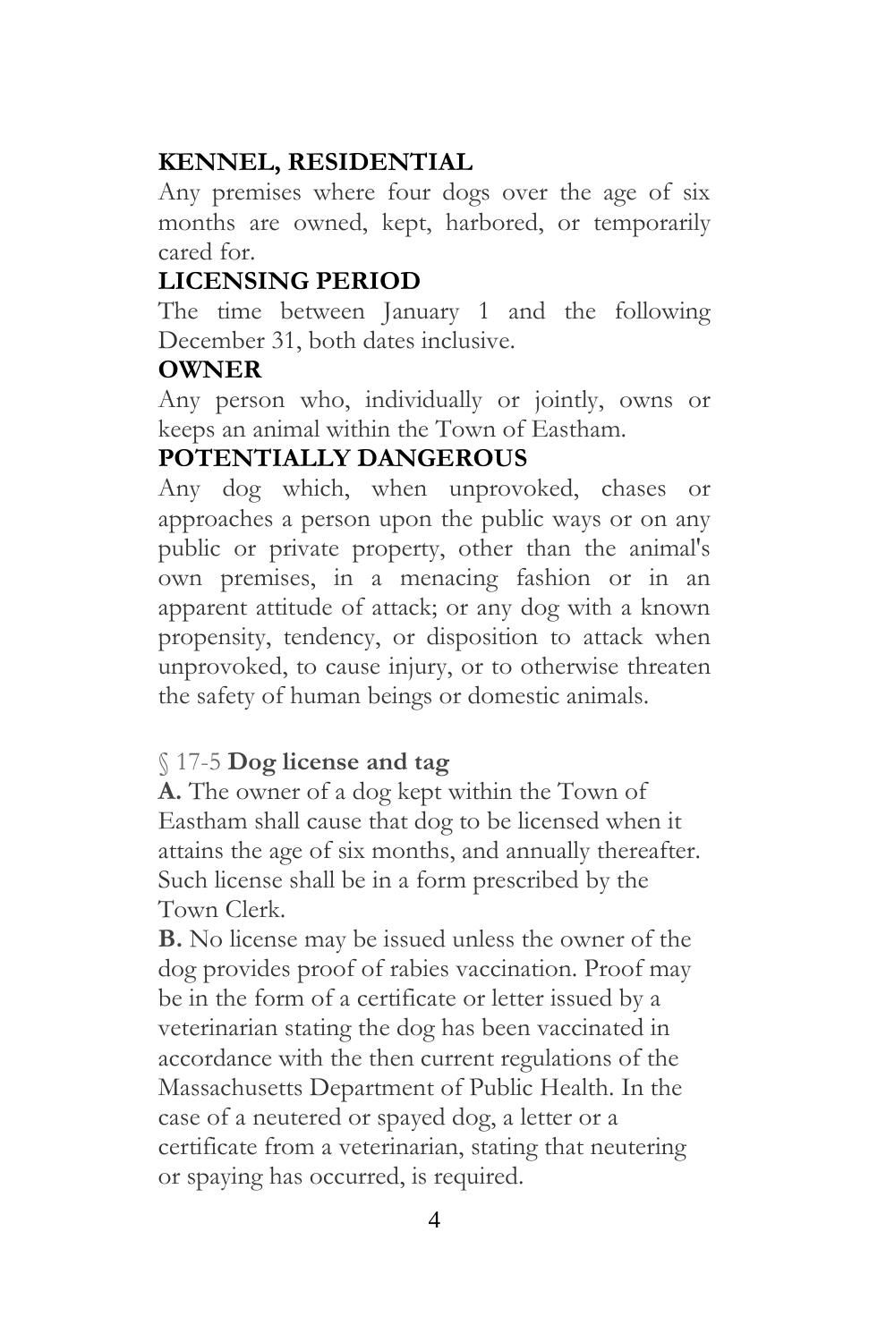**KENNEL, RESIDENTIAL**

Any premises where four dogs over the age of six months are owned, kept, harbored, or temporarily cared for.

**LICENSING PERIOD**

The time between January 1 and the following December 31, both dates inclusive.

**OWNER**

Any person who, individually or jointly, owns or keeps an animal within the Town of Eastham.

**POTENTIALLY DANGEROUS**

Any dog which, when unprovoked, chases or approaches a person upon the public ways or on any public or private property, other than the animal's own premises, in a menacing fashion or in an apparent attitude of attack; or any dog with a known propensity, tendency, or disposition to attack when unprovoked, to cause injury, or to otherwise threaten the safety of human beings or domestic animals.

§ 17-5 **Dog license and tag**

**A.** The owner of a dog kept within the Town of Eastham shall cause that dog to be licensed when it attains the age of six months, and annually thereafter. Such license shall be in a form prescribed by the Town Clerk.

**B.** No license may be issued unless the owner of the dog provides proof of rabies vaccination. Proof may be in the form of a certificate or letter issued by a veterinarian stating the dog has been vaccinated in accordance with the then current regulations of the Massachusetts Department of Public Health. In the case of a neutered or spayed dog, a letter or a certificate from a veterinarian, stating that neutering or spaying has occurred, is required.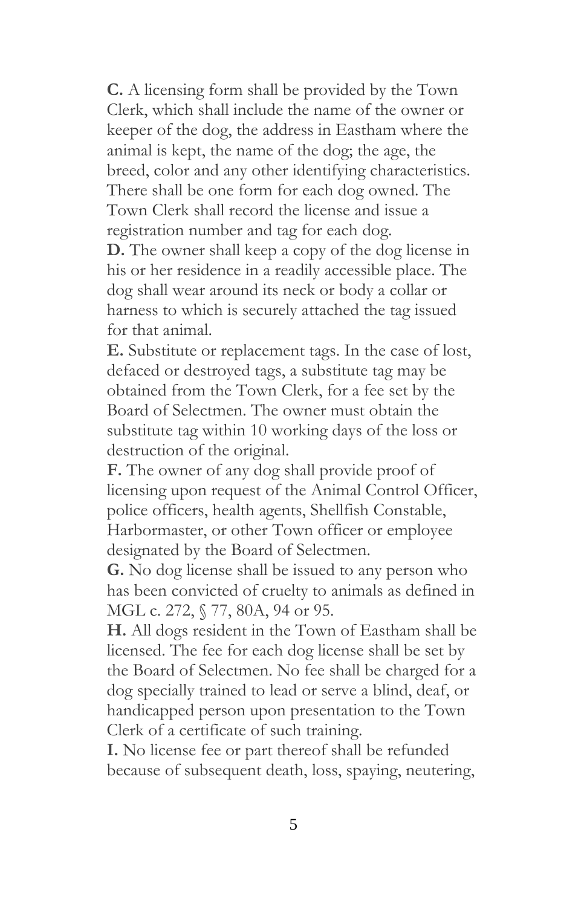**C.** A licensing form shall be provided by the Town Clerk, which shall include the name of the owner or keeper of the dog, the address in Eastham where the animal is kept, the name of the dog; the age, the breed, color and any other identifying characteristics. There shall be one form for each dog owned. The Town Clerk shall record the license and issue a registration number and tag for each dog.

**D.** The owner shall keep a copy of the dog license in his or her residence in a readily accessible place. The dog shall wear around its neck or body a collar or harness to which is securely attached the tag issued for that animal.

**E.** Substitute or replacement tags. In the case of lost, defaced or destroyed tags, a substitute tag may be obtained from the Town Clerk, for a fee set by the Board of Selectmen. The owner must obtain the substitute tag within 10 working days of the loss or destruction of the original.

**F.** The owner of any dog shall provide proof of licensing upon request of the Animal Control Officer, police officers, health agents, Shellfish Constable, Harbormaster, or other Town officer or employee designated by the Board of Selectmen.

**G.** No dog license shall be issued to any person who has been convicted of cruelty to animals as defined in MGL c. 272, § 77, 80A, 94 or 95.

**H.** All dogs resident in the Town of Eastham shall be licensed. The fee for each dog license shall be set by the Board of Selectmen. No fee shall be charged for a dog specially trained to lead or serve a blind, deaf, or handicapped person upon presentation to the Town Clerk of a certificate of such training.

**I.** No license fee or part thereof shall be refunded because of subsequent death, loss, spaying, neutering,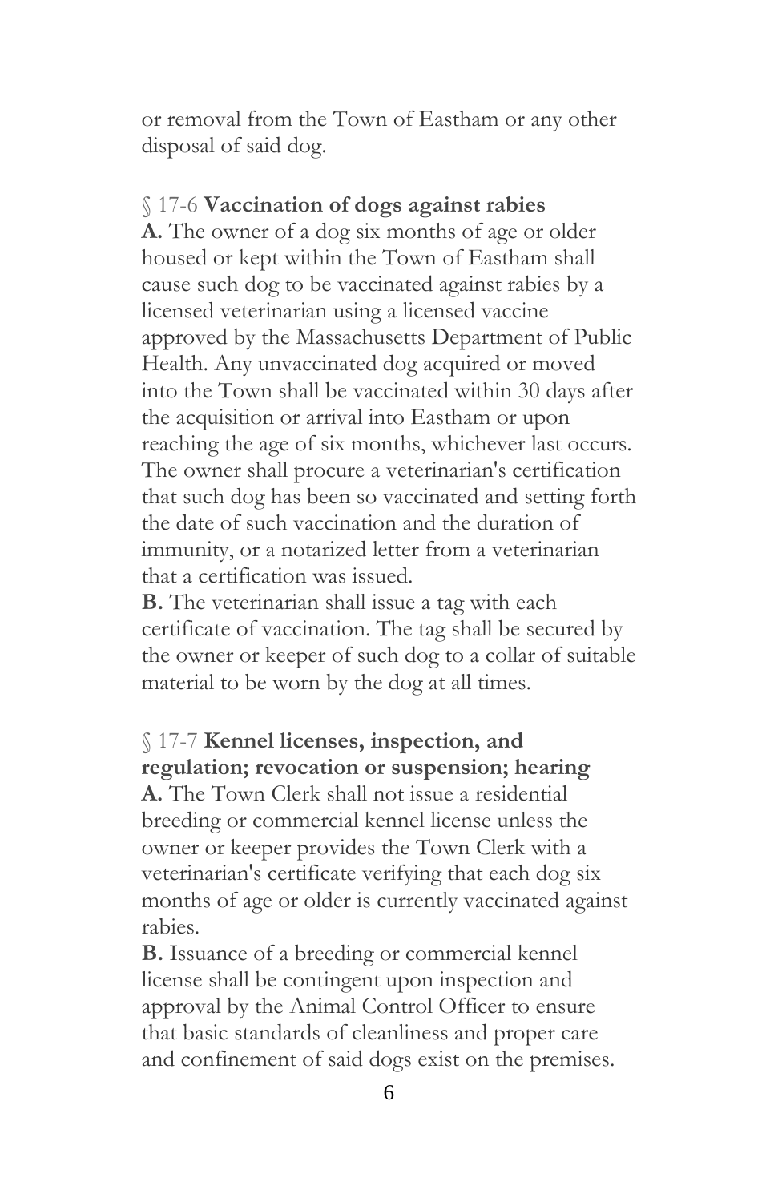or removal from the Town of Eastham or any other disposal of said dog.

### § 17-6 **Vaccination of dogs against rabies**

**A.** The owner of a dog six months of age or older housed or kept within the Town of Eastham shall cause such dog to be vaccinated against rabies by a licensed veterinarian using a licensed vaccine approved by the Massachusetts Department of Public Health. Any unvaccinated dog acquired or moved into the Town shall be vaccinated within 30 days after the acquisition or arrival into Eastham or upon reaching the age of six months, whichever last occurs. The owner shall procure a veterinarian's certification that such dog has been so vaccinated and setting forth the date of such vaccination and the duration of immunity, or a notarized letter from a veterinarian that a certification was issued.

**B.** The veterinarian shall issue a tag with each certificate of vaccination. The tag shall be secured by the owner or keeper of such dog to a collar of suitable material to be worn by the dog at all times.

### § 17-7 **Kennel licenses, inspection, and regulation; revocation or suspension; hearing**

**A.** The Town Clerk shall not issue a residential breeding or commercial kennel license unless the owner or keeper provides the Town Clerk with a veterinarian's certificate verifying that each dog six months of age or older is currently vaccinated against rabies.

**B.** Issuance of a breeding or commercial kennel license shall be contingent upon inspection and approval by the Animal Control Officer to ensure that basic standards of cleanliness and proper care and confinement of said dogs exist on the premises.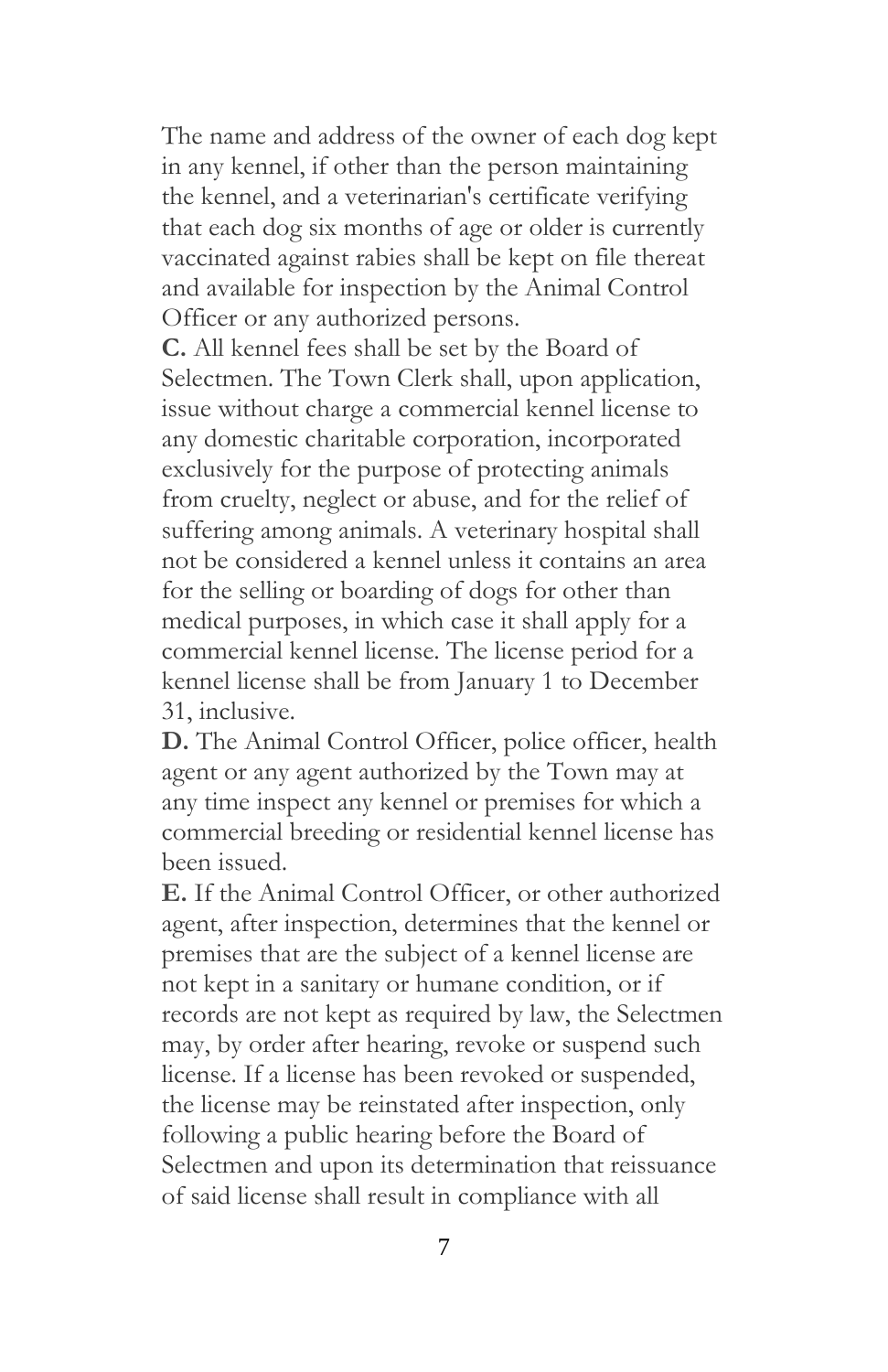The name and address of the owner of each dog kept in any kennel, if other than the person maintaining the kennel, and a veterinarian's certificate verifying that each dog six months of age or older is currently vaccinated against rabies shall be kept on file thereat and available for inspection by the Animal Control Officer or any authorized persons.

**C.** All kennel fees shall be set by the Board of Selectmen. The Town Clerk shall, upon application, issue without charge a commercial kennel license to any domestic charitable corporation, incorporated exclusively for the purpose of protecting animals from cruelty, neglect or abuse, and for the relief of suffering among animals. A veterinary hospital shall not be considered a kennel unless it contains an area for the selling or boarding of dogs for other than medical purposes, in which case it shall apply for a commercial kennel license. The license period for a kennel license shall be from January 1 to December 31, inclusive.

**D.** The Animal Control Officer, police officer, health agent or any agent authorized by the Town may at any time inspect any kennel or premises for which a commercial breeding or residential kennel license has been issued.

**E.** If the Animal Control Officer, or other authorized agent, after inspection, determines that the kennel or premises that are the subject of a kennel license are not kept in a sanitary or humane condition, or if records are not kept as required by law, the Selectmen may, by order after hearing, revoke or suspend such license. If a license has been revoked or suspended, the license may be reinstated after inspection, only following a public hearing before the Board of Selectmen and upon its determination that reissuance of said license shall result in compliance with all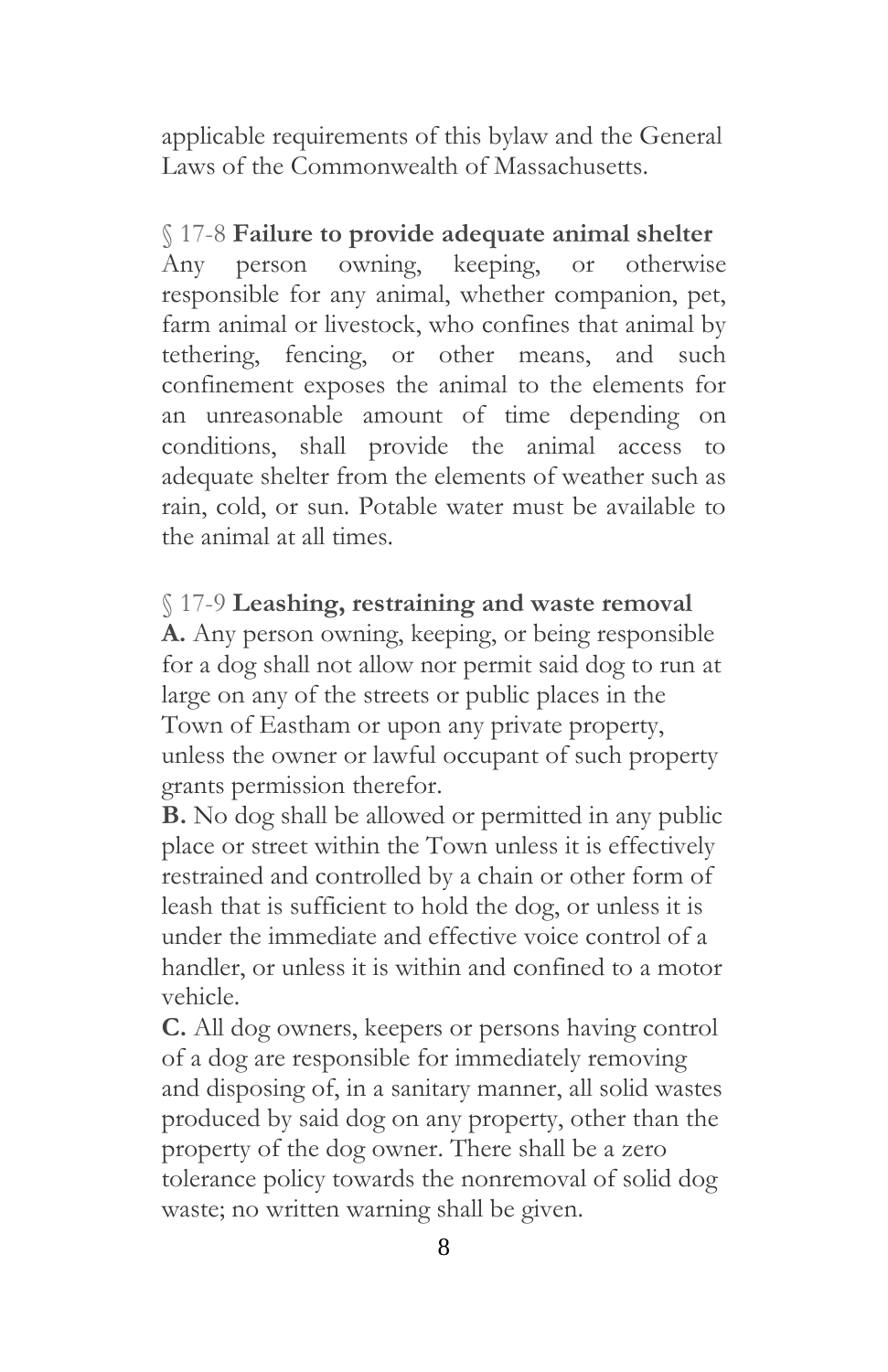applicable requirements of this bylaw and the General Laws of the Commonwealth of Massachusetts.

§ 17-8 **Failure to provide adequate animal shelter**
Any person owning, keeping, or otherwise responsible for any animal, whether companion, pet, farm animal or livestock, who confines that animal by tethering, fencing, or other means, and such confinement exposes the animal to the elements for an unreasonable amount of time depending on conditions, shall provide the animal access to adequate shelter from the elements of weather such as rain, cold, or sun. Potable water must be available to the animal at all times.

§ 17-9 **Leashing, restraining and waste removal**
**A.** Any person owning, keeping, or being responsible for a dog shall not allow nor permit said dog to run at large on any of the streets or public places in the Town of Eastham or upon any private property, unless the owner or lawful occupant of such property grants permission therefor.
**B.** No dog shall be allowed or permitted in any public place or street within the Town unless it is effectively restrained and controlled by a chain or other form of leash that is sufficient to hold the dog, or unless it is under the immediate and effective voice control of a handler, or unless it is within and confined to a motor vehicle.
**C.** All dog owners, keepers or persons having control of a dog are responsible for immediately removing and disposing of, in a sanitary manner, all solid wastes produced by said dog on any property, other than the property of the dog owner. There shall be a zero tolerance policy towards the nonremoval of solid dog waste; no written warning shall be given.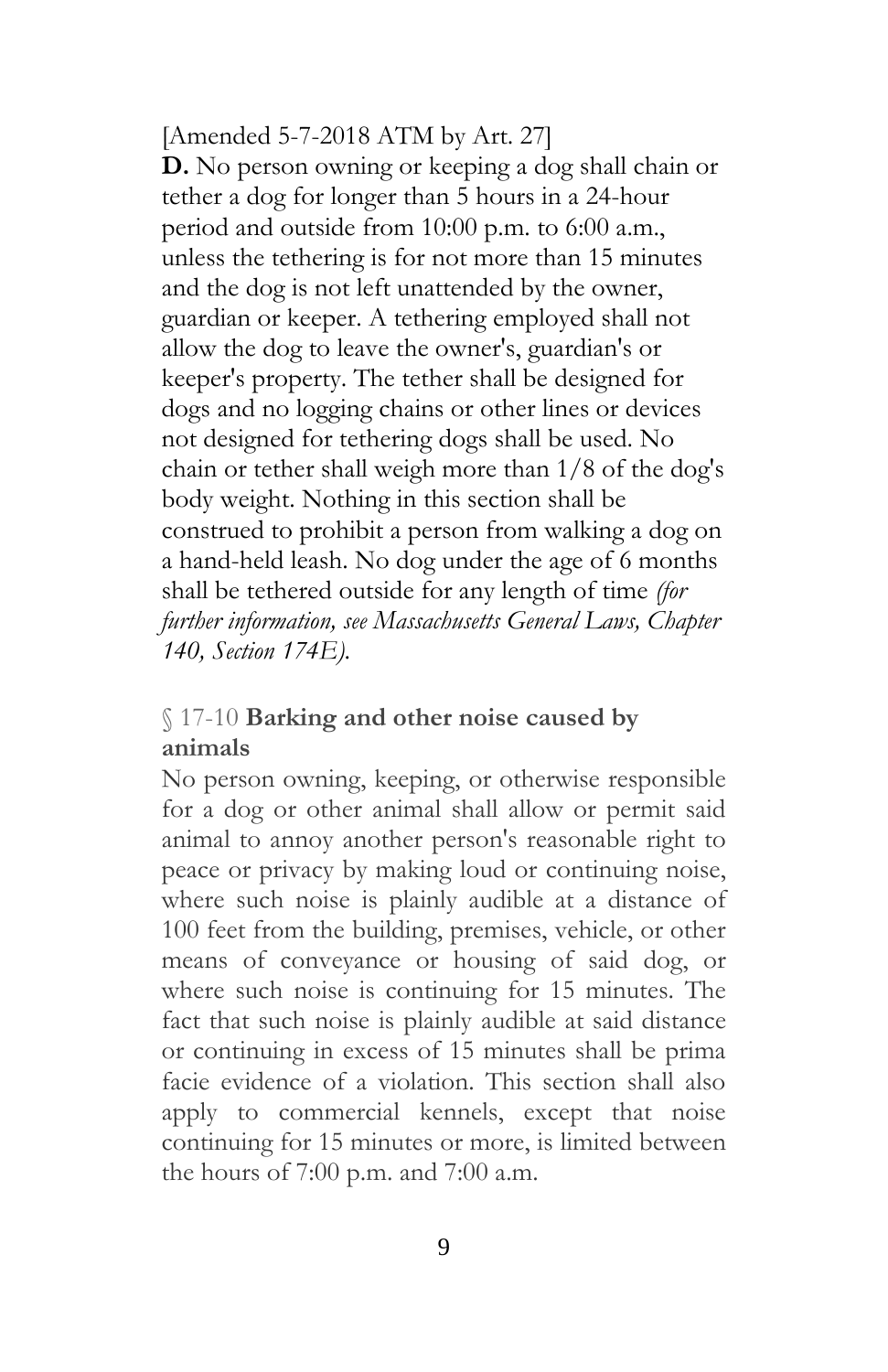[Amended 5-7-2018 ATM by Art. 27]

**D.** No person owning or keeping a dog shall chain or tether a dog for longer than 5 hours in a 24-hour period and outside from 10:00 p.m. to 6:00 a.m., unless the tethering is for not more than 15 minutes and the dog is not left unattended by the owner, guardian or keeper. A tethering employed shall not allow the dog to leave the owner's, guardian's or keeper's property. The tether shall be designed for dogs and no logging chains or other lines or devices not designed for tethering dogs shall be used. No chain or tether shall weigh more than 1/8 of the dog's body weight. Nothing in this section shall be construed to prohibit a person from walking a dog on a hand-held leash. No dog under the age of 6 months shall be tethered outside for any length of time *(for further information, see Massachusetts General Laws, Chapter 140, Section 174E).*

### § 17-10 **Barking and other noise caused by animals**

No person owning, keeping, or otherwise responsible for a dog or other animal shall allow or permit said animal to annoy another person's reasonable right to peace or privacy by making loud or continuing noise, where such noise is plainly audible at a distance of 100 feet from the building, premises, vehicle, or other means of conveyance or housing of said dog, or where such noise is continuing for 15 minutes. The fact that such noise is plainly audible at said distance or continuing in excess of 15 minutes shall be prima facie evidence of a violation. This section shall also apply to commercial kennels, except that noise continuing for 15 minutes or more, is limited between the hours of 7:00 p.m. and 7:00 a.m.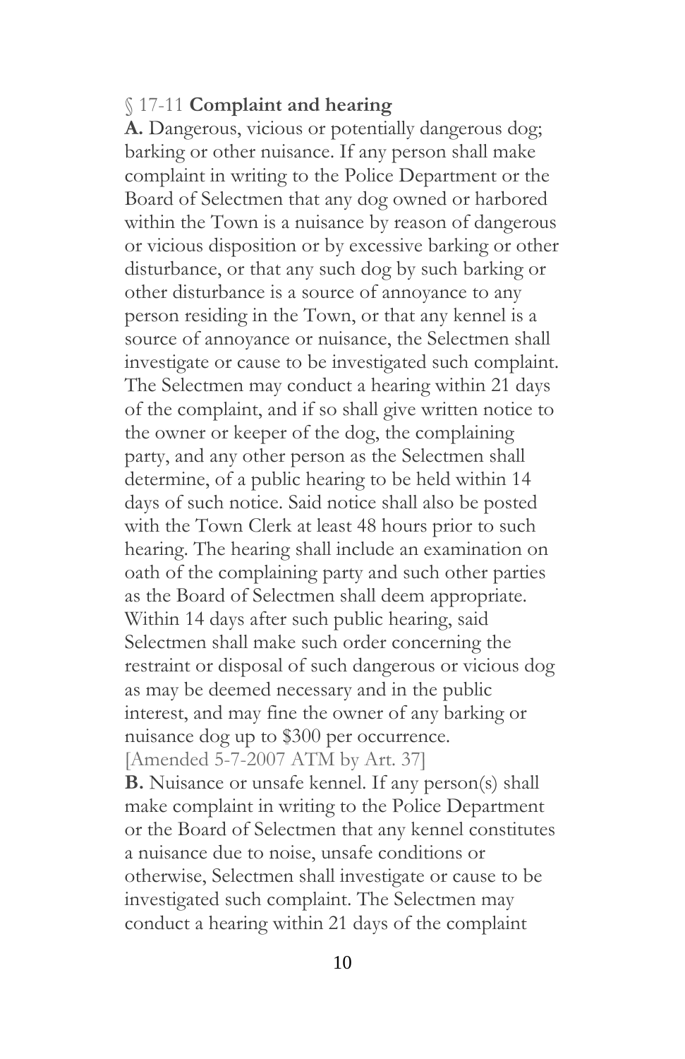§ 17-11 **Complaint and hearing**

**A.** Dangerous, vicious or potentially dangerous dog; barking or other nuisance. If any person shall make complaint in writing to the Police Department or the Board of Selectmen that any dog owned or harbored within the Town is a nuisance by reason of dangerous or vicious disposition or by excessive barking or other disturbance, or that any such dog by such barking or other disturbance is a source of annoyance to any person residing in the Town, or that any kennel is a source of annoyance or nuisance, the Selectmen shall investigate or cause to be investigated such complaint. The Selectmen may conduct a hearing within 21 days of the complaint, and if so shall give written notice to the owner or keeper of the dog, the complaining party, and any other person as the Selectmen shall determine, of a public hearing to be held within 14 days of such notice. Said notice shall also be posted with the Town Clerk at least 48 hours prior to such hearing. The hearing shall include an examination on oath of the complaining party and such other parties as the Board of Selectmen shall deem appropriate. Within 14 days after such public hearing, said Selectmen shall make such order concerning the restraint or disposal of such dangerous or vicious dog as may be deemed necessary and in the public interest, and may fine the owner of any barking or nuisance dog up to $300 per occurrence.
[Amended 5-7-2007 ATM by Art. 37]

**B.** Nuisance or unsafe kennel. If any person(s) shall make complaint in writing to the Police Department or the Board of Selectmen that any kennel constitutes a nuisance due to noise, unsafe conditions or otherwise, Selectmen shall investigate or cause to be investigated such complaint. The Selectmen may conduct a hearing within 21 days of the complaint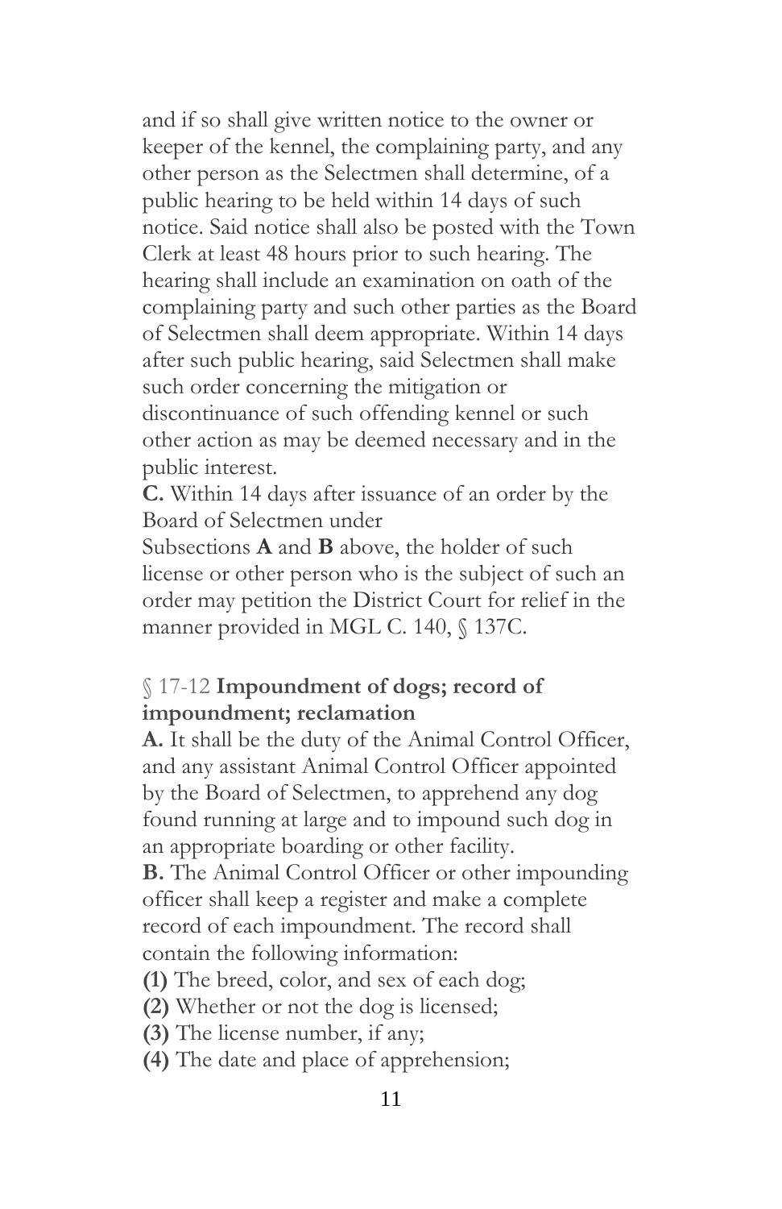and if so shall give written notice to the owner or keeper of the kennel, the complaining party, and any other person as the Selectmen shall determine, of a public hearing to be held within 14 days of such notice. Said notice shall also be posted with the Town Clerk at least 48 hours prior to such hearing. The hearing shall include an examination on oath of the complaining party and such other parties as the Board of Selectmen shall deem appropriate. Within 14 days after such public hearing, said Selectmen shall make such order concerning the mitigation or discontinuance of such offending kennel or such other action as may be deemed necessary and in the public interest.

**C.** Within 14 days after issuance of an order by the Board of Selectmen under Subsections **A** and **B** above, the holder of such license or other person who is the subject of such an order may petition the District Court for relief in the manner provided in MGL C. 140, § 137C.

### § 17-12 **Impoundment of dogs; record of impoundment; reclamation**

**A.** It shall be the duty of the Animal Control Officer, and any assistant Animal Control Officer appointed by the Board of Selectmen, to apprehend any dog found running at large and to impound such dog in an appropriate boarding or other facility.

**B.** The Animal Control Officer or other impounding officer shall keep a register and make a complete record of each impoundment. The record shall contain the following information:

**(1)** The breed, color, and sex of each dog;
**(2)** Whether or not the dog is licensed;
**(3)** The license number, if any;
**(4)** The date and place of apprehension;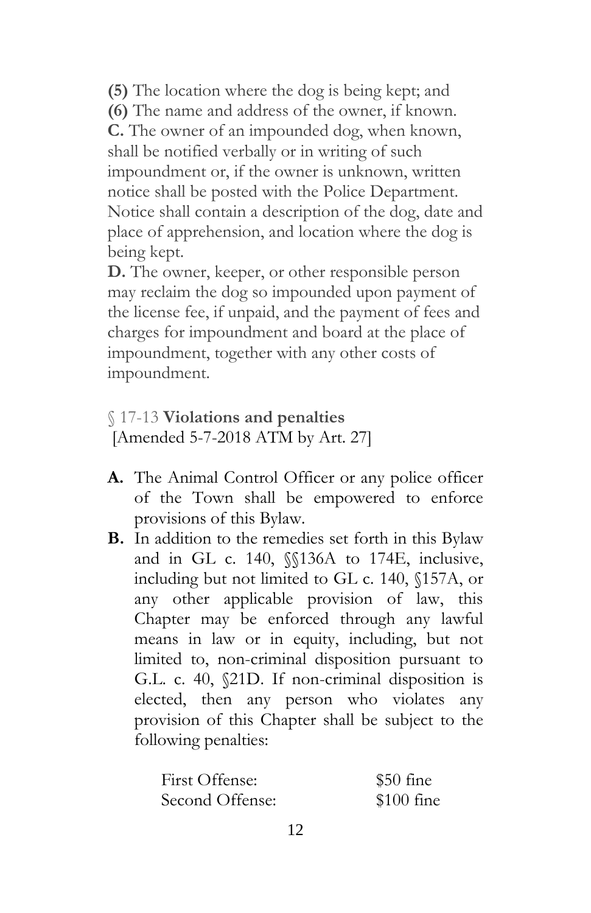**(5)** The location where the dog is being kept; and
**(6)** The name and address of the owner, if known.
**C.** The owner of an impounded dog, when known, shall be notified verbally or in writing of such impoundment or, if the owner is unknown, written notice shall be posted with the Police Department. Notice shall contain a description of the dog, date and place of apprehension, and location where the dog is being kept.
**D.** The owner, keeper, or other responsible person may reclaim the dog so impounded upon payment of the license fee, if unpaid, and the payment of fees and charges for impoundment and board at the place of impoundment, together with any other costs of impoundment.

§ 17-13 **Violations and penalties**
[Amended 5-7-2018 ATM by Art. 27]

**A.** The Animal Control Officer or any police officer of the Town shall be empowered to enforce provisions of this Bylaw.

**B.** In addition to the remedies set forth in this Bylaw and in GL c. 140, §§136A to 174E, inclusive, including but not limited to GL c. 140, §157A, or any other applicable provision of law, this Chapter may be enforced through any lawful means in law or in equity, including, but not limited to, non-criminal disposition pursuant to G.L. c. 40, §21D. If non-criminal disposition is elected, then any person who violates any provision of this Chapter shall be subject to the following penalties:

| | |
|---|---|
| First Offense: | $50 fine |
| Second Offense: | $100 fine |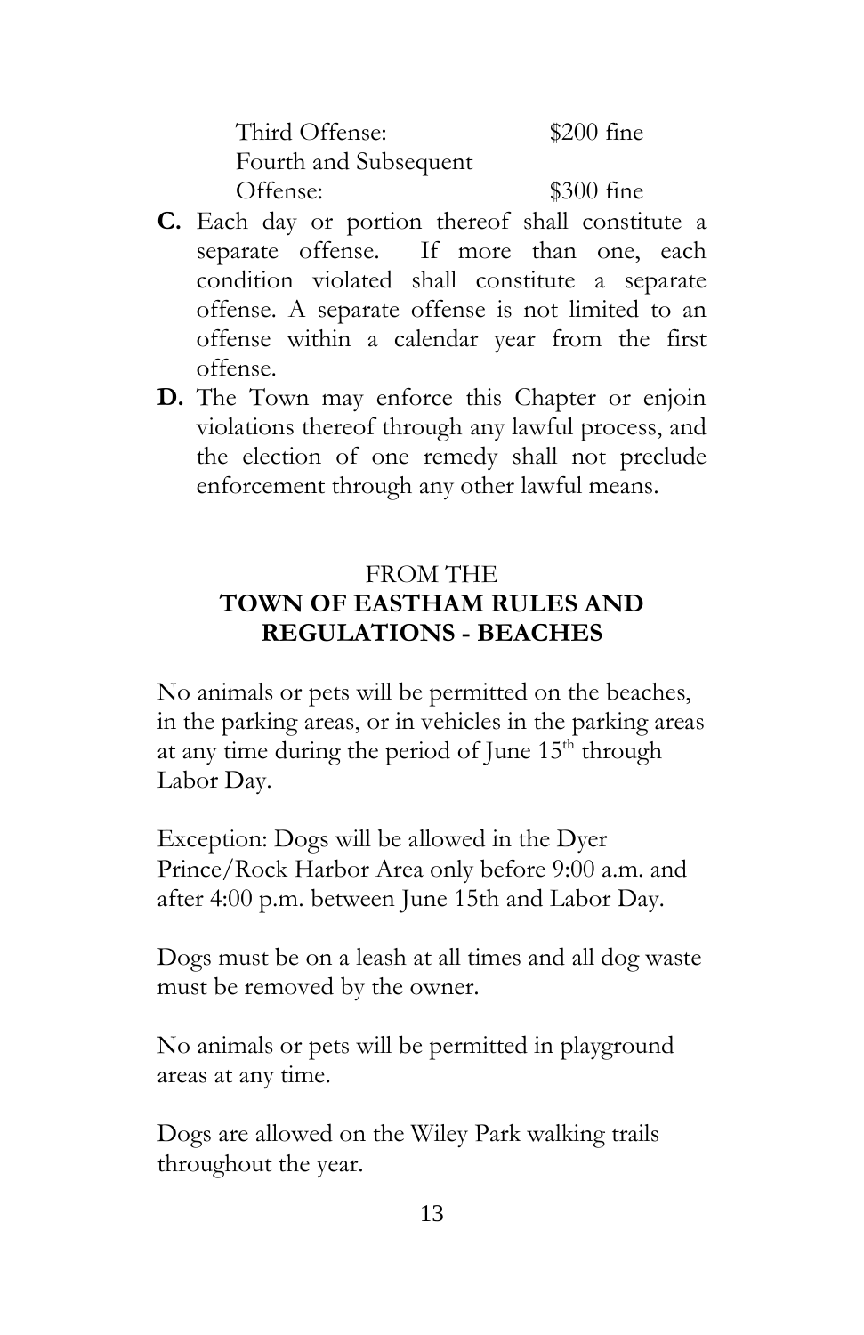| | |
|---|---|
| Third Offense: | \$200 fine |
| Fourth and Subsequent Offense: | \$300 fine |

**C.** Each day or portion thereof shall constitute a separate offense. If more than one, each condition violated shall constitute a separate offense. A separate offense is not limited to an offense within a calendar year from the first offense.

**D.** The Town may enforce this Chapter or enjoin violations thereof through any lawful process, and the election of one remedy shall not preclude enforcement through any other lawful means.

FROM THE

## TOWN OF EASTHAM RULES AND REGULATIONS - BEACHES

No animals or pets will be permitted on the beaches, in the parking areas, or in vehicles in the parking areas at any time during the period of June 15th through Labor Day.

Exception: Dogs will be allowed in the Dyer Prince/Rock Harbor Area only before 9:00 a.m. and after 4:00 p.m. between June 15th and Labor Day.

Dogs must be on a leash at all times and all dog waste must be removed by the owner.

No animals or pets will be permitted in playground areas at any time.

Dogs are allowed on the Wiley Park walking trails throughout the year.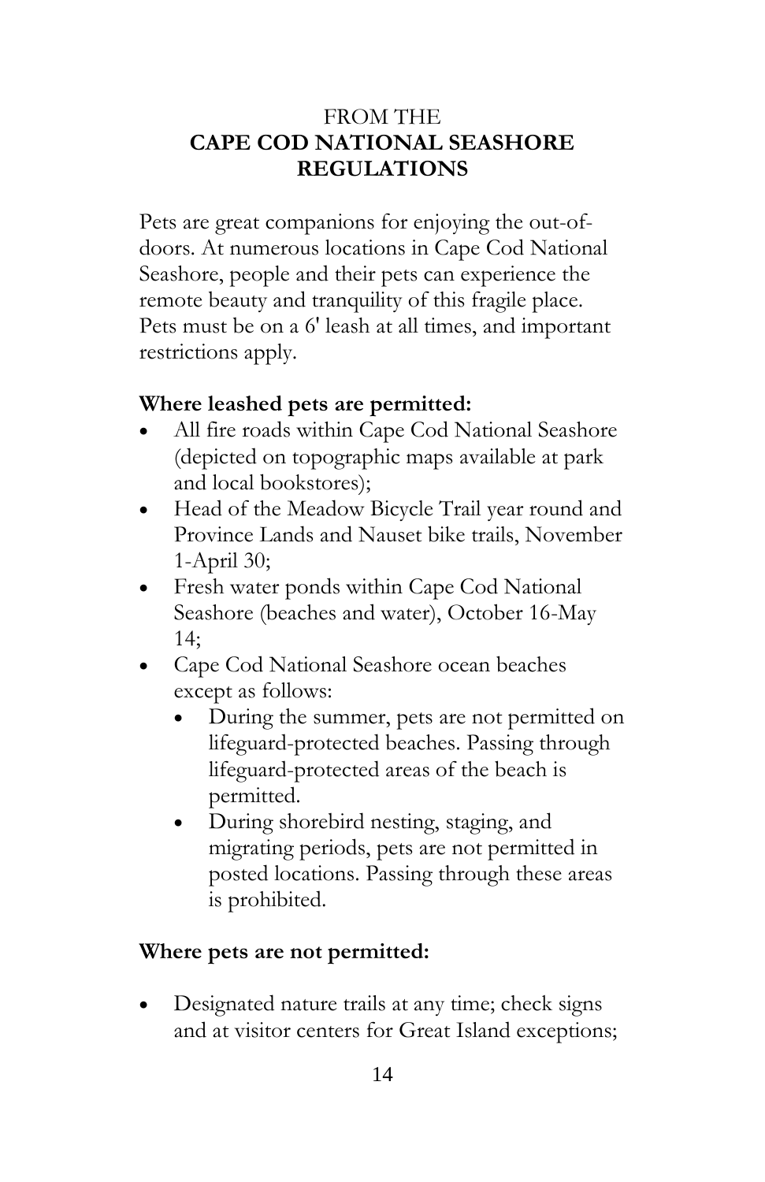FROM THE
**CAPE COD NATIONAL SEASHORE REGULATIONS**

Pets are great companions for enjoying the out-of-doors. At numerous locations in Cape Cod National Seashore, people and their pets can experience the remote beauty and tranquility of this fragile place. Pets must be on a 6' leash at all times, and important restrictions apply.

**Where leashed pets are permitted:**

- All fire roads within Cape Cod National Seashore (depicted on topographic maps available at park and local bookstores);
- Head of the Meadow Bicycle Trail year round and Province Lands and Nauset bike trails, November 1-April 30;
- Fresh water ponds within Cape Cod National Seashore (beaches and water), October 16-May 14;
- Cape Cod National Seashore ocean beaches except as follows:
  - During the summer, pets are not permitted on lifeguard-protected beaches. Passing through lifeguard-protected areas of the beach is permitted.
  - During shorebird nesting, staging, and migrating periods, pets are not permitted in posted locations. Passing through these areas is prohibited.

**Where pets are not permitted:**

- Designated nature trails at any time; check signs and at visitor centers for Great Island exceptions;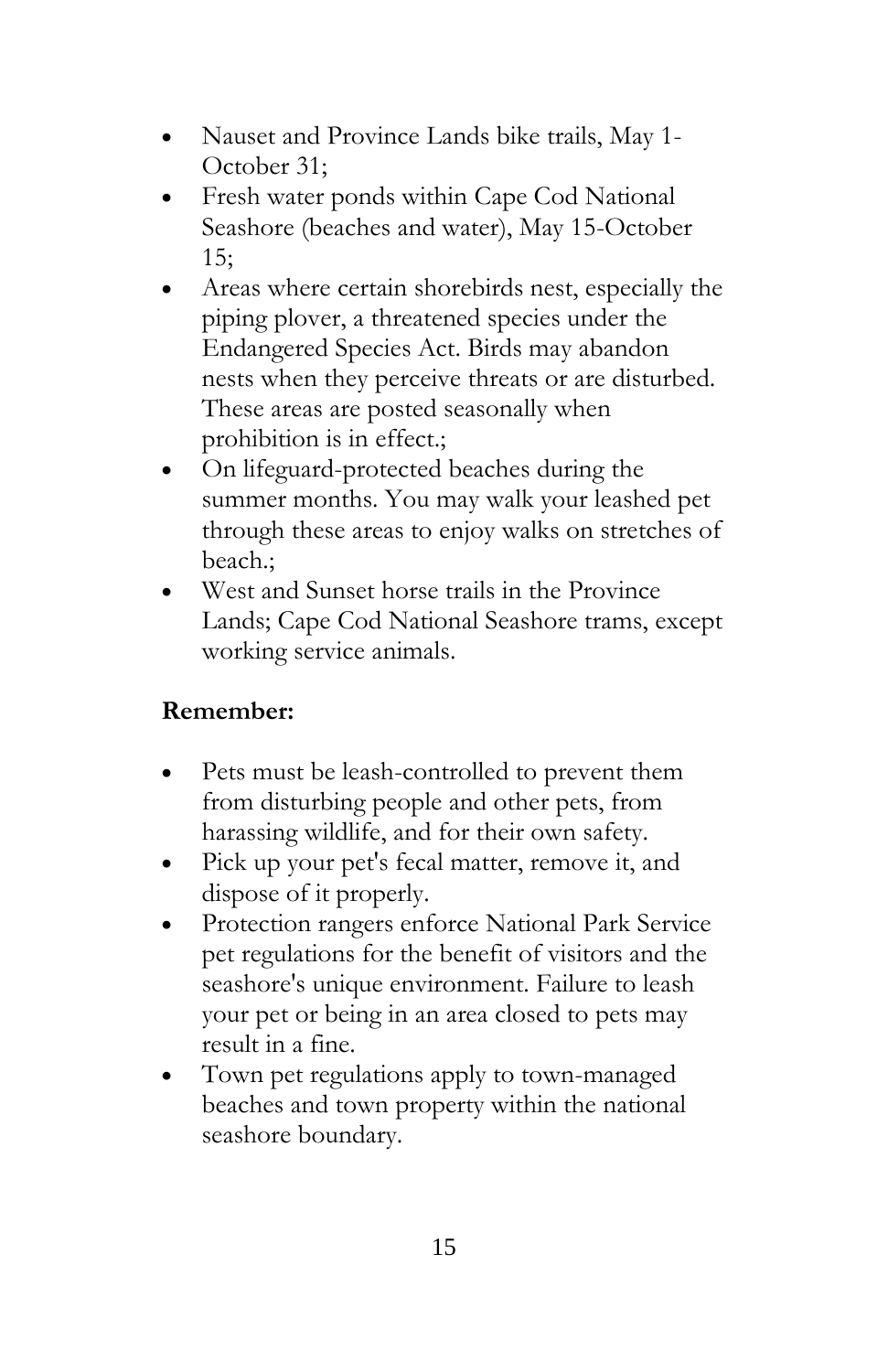- Nauset and Province Lands bike trails, May 1-October 31;
- Fresh water ponds within Cape Cod National Seashore (beaches and water), May 15-October 15;
- Areas where certain shorebirds nest, especially the piping plover, a threatened species under the Endangered Species Act. Birds may abandon nests when they perceive threats or are disturbed. These areas are posted seasonally when prohibition is in effect.;
- On lifeguard-protected beaches during the summer months. You may walk your leashed pet through these areas to enjoy walks on stretches of beach.;
- West and Sunset horse trails in the Province Lands; Cape Cod National Seashore trams, except working service animals.

**Remember:**

- Pets must be leash-controlled to prevent them from disturbing people and other pets, from harassing wildlife, and for their own safety.
- Pick up your pet's fecal matter, remove it, and dispose of it properly.
- Protection rangers enforce National Park Service pet regulations for the benefit of visitors and the seashore's unique environment. Failure to leash your pet or being in an area closed to pets may result in a fine.
- Town pet regulations apply to town-managed beaches and town property within the national seashore boundary.